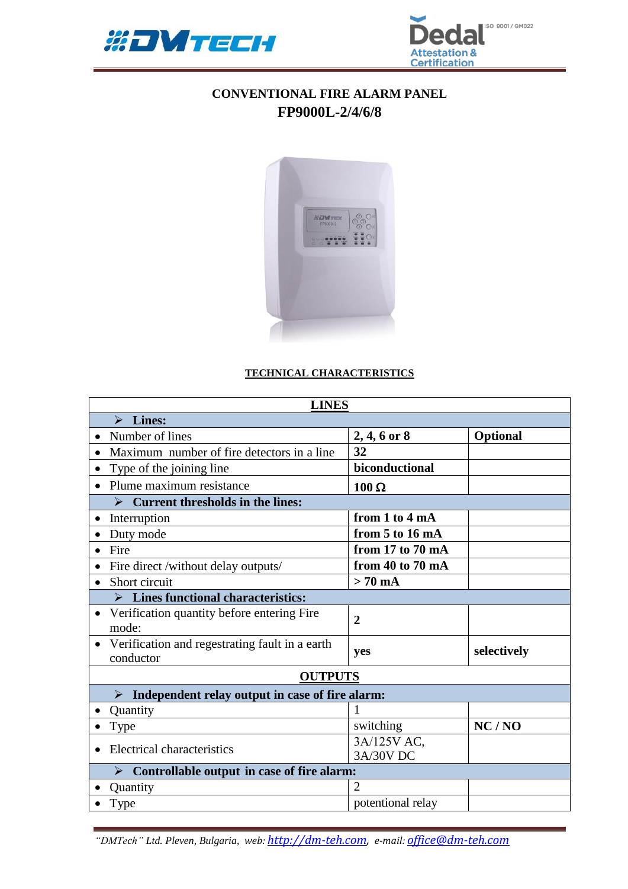# CONVENTIONAL FIRE ALARM PANEL
## FP9000L-2/4/6/8

**TECHNICAL CHARACTERISTICS**

| **LINES** | | |
|---|---|---|
| ➢ **Lines:** | | |
| • Number of lines | **2, 4, 6 or 8** | **Optional** |
| • Maximum number of fire detectors in a line | **32** | |
| • Type of the joining line | **biconductional** | |
| • Plume maximum resistance | **100 Ω** | |
| ➢ **Current thresholds in the lines:** | | |
| • Interruption | **from 1 to 4 mA** | |
| • Duty mode | **from 5 to 16 mA** | |
| • Fire | **from 17 to 70 mA** | |
| • Fire direct /without delay outputs/ | **from 40 to 70 mA** | |
| • Short circuit | **> 70 mA** | |
| ➢ **Lines functional characteristics:** | | |
| • Verification quantity before entering Fire mode: | **2** | |
| • Verification and regestrating fault in a earth conductor | **yes** | **selectively** |
| **OUTPUTS** | | |
| ➢ **Independent relay output in case of fire alarm:** | | |
| • Quantity | 1 | |
| • Type | switching | **NC / NO** |
| • Electrical characteristics | 3A/125V AC, 3A/30V DC | |
| ➢ **Controllable output in case of fire alarm:** | | |
| • Quantity | 2 | |
| • Type | potentional relay | |

*"DMTech" Ltd. Pleven, Bulgaria, web:* http://dm-teh.com, *e-mail:* office@dm-teh.com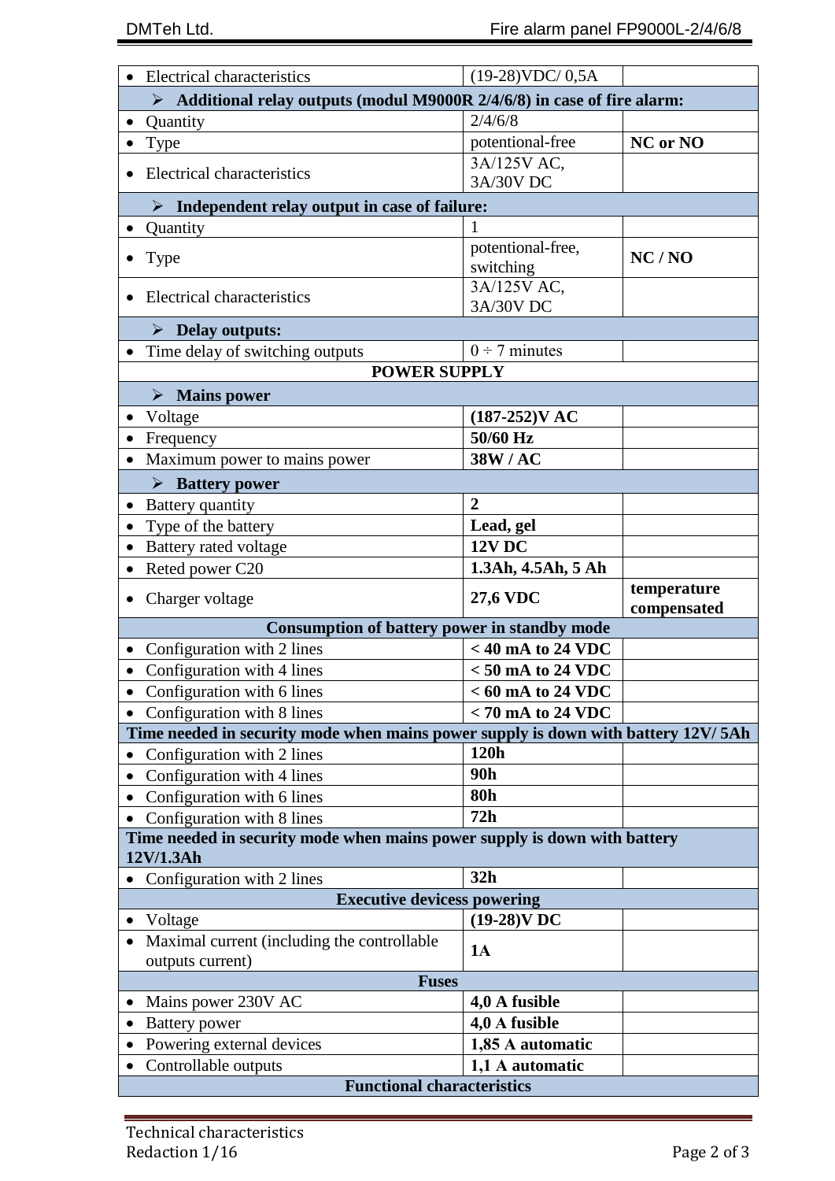| | | |
|---|---|---|
| • Electrical characteristics | (19-28)VDC/ 0,5A | |
| ➢ **Additional relay outputs (modul M9000R 2/4/6/8) in case of fire alarm:** | | |
| • Quantity | 2/4/6/8 | |
| • Type | potentional-free | **NC or NO** |
| • Electrical characteristics | 3A/125V AC, 3A/30V DC | |
| ➢ **Independent relay output in case of failure:** | | |
| • Quantity | 1 | |
| • Type | potentional-free, switching | **NC / NO** |
| • Electrical characteristics | 3A/125V AC, 3A/30V DC | |
| ➢ **Delay outputs:** | | |
| • Time delay of switching outputs | 0 ÷ 7 minutes | |
| **POWER SUPPLY** | | |
| ➢ **Mains power** | | |
| • Voltage | **(187-252)V AC** | |
| • Frequency | **50/60 Hz** | |
| • Maximum power to mains power | **38W / AC** | |
| ➢ **Battery power** | | |
| • Battery quantity | **2** | |
| • Type of the battery | **Lead, gel** | |
| • Battery rated voltage | **12V DC** | |
| • Reted power C20 | **1.3Ah, 4.5Ah, 5 Ah** | |
| • Charger voltage | **27,6 VDC** | **temperature compensated** |
| **Consumption of battery power in standby mode** | | |
| • Configuration with 2 lines | **< 40 mA to 24 VDC** | |
| • Configuration with 4 lines | **< 50 mA to 24 VDC** | |
| • Configuration with 6 lines | **< 60 mA to 24 VDC** | |
| • Configuration with 8 lines | **< 70 mA to 24 VDC** | |
| **Time needed in security mode when mains power supply is down with battery 12V/ 5Ah** | | |
| • Configuration with 2 lines | **120h** | |
| • Configuration with 4 lines | **90h** | |
| • Configuration with 6 lines | **80h** | |
| • Configuration with 8 lines | **72h** | |
| **Time needed in security mode when mains power supply is down with battery 12V/1.3Ah** | | |
| • Configuration with 2 lines | **32h** | |
| **Executive devicess powering** | | |
| • Voltage | **(19-28)V DC** | |
| • Maximal current (including the controllable outputs current) | **1A** | |
| **Fuses** | | |
| • Mains power 230V AC | **4,0 A fusible** | |
| • Battery power | **4,0 A fusible** | |
| • Powering external devices | **1,85 A automatic** | |
| • Controllable outputs | **1,1 A automatic** | |
| **Functional characteristics** | | |

Technical characteristics
Redaction 1/16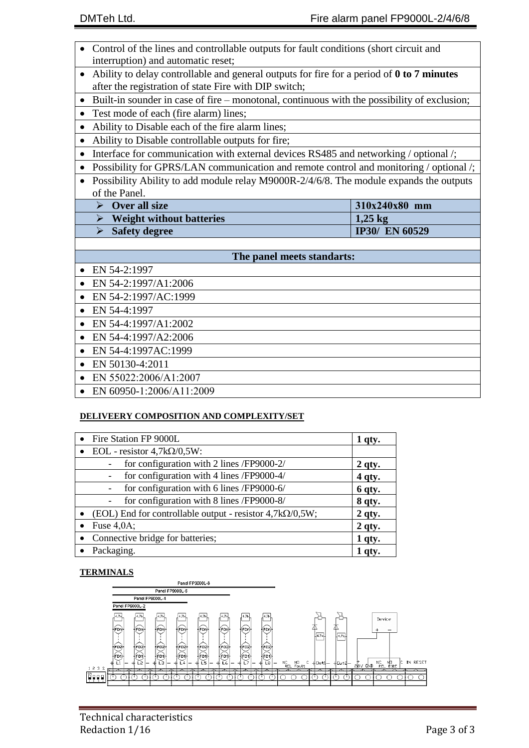- Control of the lines and controllable outputs for fault conditions (short circuit and interruption) and automatic reset;
- Ability to delay controllable and general outputs for fire for a period of **0 to 7 minutes** after the registration of state Fire with DIP switch;
- Built-in sounder in case of fire – monotonal, continuous with the possibility of exclusion;
- Test mode of each (fire alarm) lines;
- Ability to Disable each of the fire alarm lines;
- Ability to Disable controllable outputs for fire;
- Interface for communication with external devices RS485 and networking / optional /;
- Possibility for GPRS/LAN communication and remote control and monitoring / optional /;
- Possibility Ability to add module relay M9000R-2/4/6/8. The module expands the outputs of the Panel.

| | |
|---|---|
| ➢ **Over all size** | **310x240x80 mm** |
| ➢ **Weight without batteries** | **1,25 kg** |
| ➢ **Safety degree** | **IP30/ EN 60529** |

**The panel meets standarts:**

- EN 54-2:1997
- EN 54-2:1997/A1:2006
- EN 54-2:1997/AC:1999
- EN 54-4:1997
- EN 54-4:1997/A1:2002
- EN 54-4:1997/A2:2006
- EN 54-4:1997AC:1999
- EN 50130-4:2011
- EN 55022:2006/A1:2007
- EN 60950-1:2006/A11:2009

## DELIVEERY COMPOSITION AND COMPLEXITY/SET

| | |
|---|---|
| • Fire Station FP 9000L | **1 qty.** |
| • EOL - resistor 4,7kΩ/0,5W: | |
| - for configuration with 2 lines /FP9000-2/ | **2 qty.** |
| - for configuration with 4 lines /FP9000-4/ | **4 qty.** |
| - for configuration with 6 lines /FP9000-6/ | **6 qty.** |
| - for configuration with 8 lines /FP9000-8/ | **8 qty.** |
| • (EOL) End for controllable output - resistor 4,7kΩ/0,5W; | **2 qty.** |
| • Fuse 4,0A; | **2 qty.** |
| • Connective bridge for batteries; | **1 qty.** |
| • Packaging. | **1 qty.** |

## TERMINALS

Panel FP9000L-8
Panel FP9000L-6
Panel FP9000L-4
Panel FP9000L-2

4,7k FDn FD2 FD1
L1 L2 L3 L4 L5 L6 L7 L8
NC NO C REL Fault
Out1 Out2 4,7k
Device + −
28V GND NC NO C REL FIRE
IN RESET
1 2 3 ON